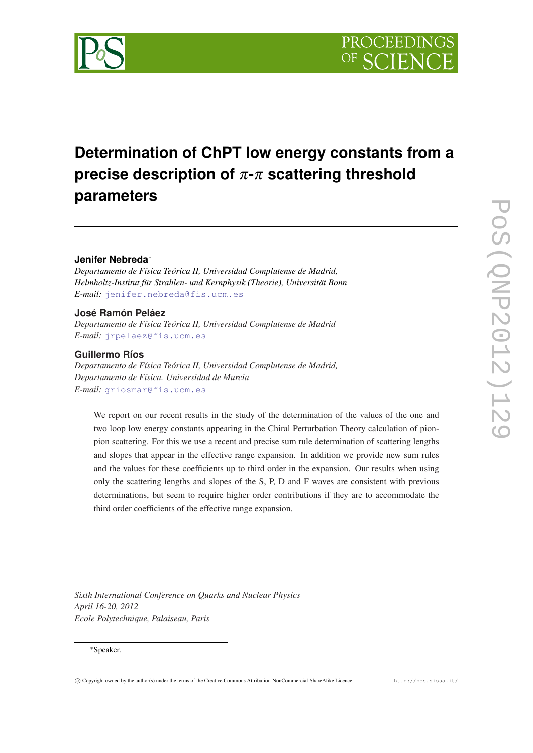# Determination of ChPT low energy constants from a precise description of $\pi$-$\pi$ scattering threshold parameters

**Jenifer Nebreda**[*]

*Departamento de Física Teórica II, Universidad Complutense de Madrid,*
*Helmholtz-Institut für Strahlen- und Kernphysik (Theorie), Universität Bonn*
*E-mail:* jenifer.nebreda@fis.ucm.es

**José Ramón Peláez**

*Departamento de Física Teórica II, Universidad Complutense de Madrid*
*E-mail:* jrpelaez@fis.ucm.es

**Guillermo Ríos**

*Departamento de Física Teórica II, Universidad Complutense de Madrid,*
*Departamento de Física. Universidad de Murcia*
*E-mail:* griosmar@fis.ucm.es

We report on our recent results in the study of the determination of the values of the one and two loop low energy constants appearing in the Chiral Perturbation Theory calculation of pion-pion scattering. For this we use a recent and precise sum rule determination of scattering lengths and slopes that appear in the effective range expansion. In addition we provide new sum rules and the values for these coefficients up to third order in the expansion. Our results when using only the scattering lengths and slopes of the S, P, D and F waves are consistent with previous determinations, but seem to require higher order contributions if they are to accommodate the third order coefficients of the effective range expansion.

*Sixth International Conference on Quarks and Nuclear Physics*
*April 16-20, 2012*
*Ecole Polytechnique, Palaiseau, Paris*

[*]Speaker.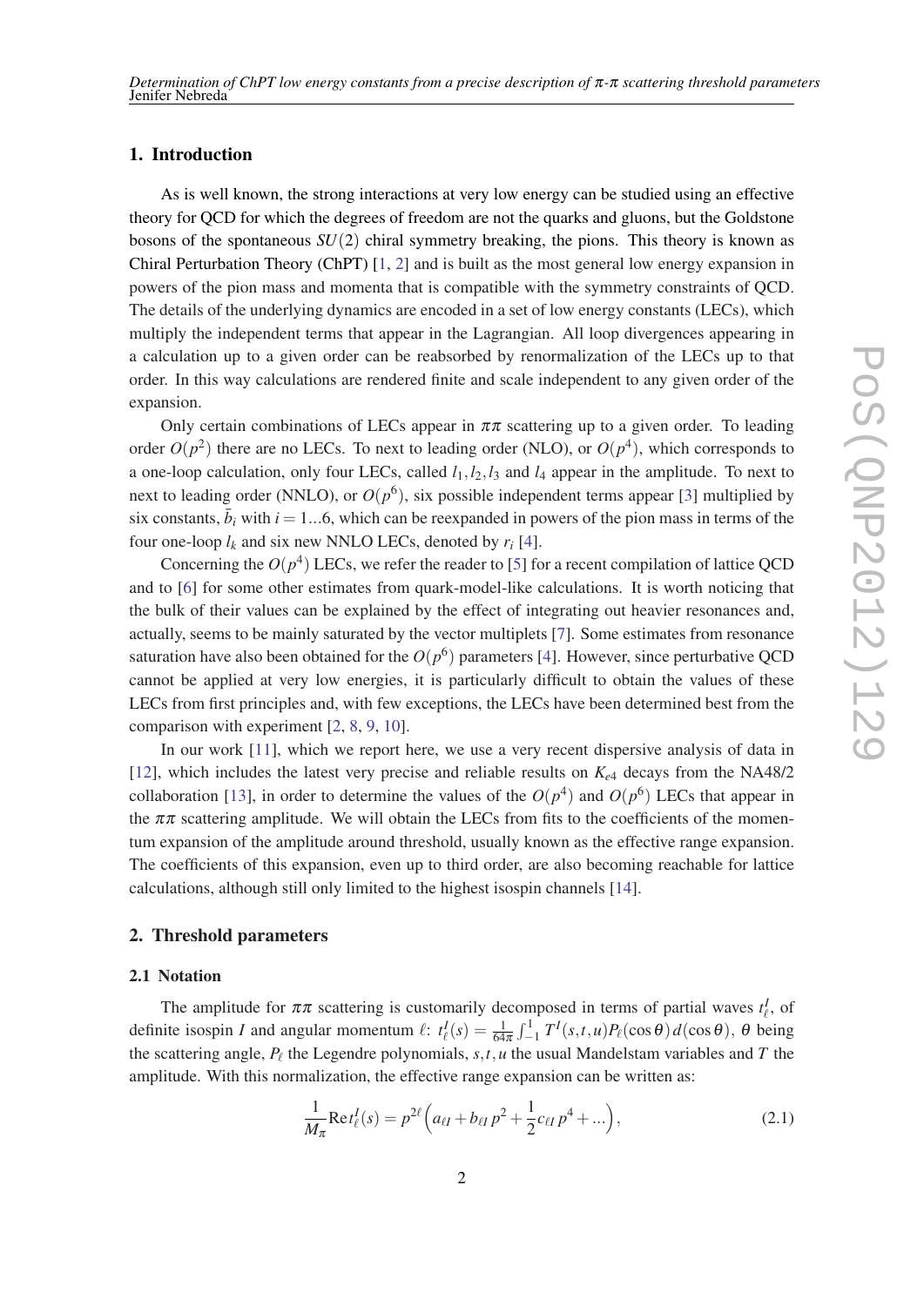## 1. Introduction

As is well known, the strong interactions at very low energy can be studied using an effective theory for QCD for which the degrees of freedom are not the quarks and gluons, but the Goldstone bosons of the spontaneous $SU(2)$ chiral symmetry breaking, the pions. This theory is known as Chiral Perturbation Theory (ChPT) [1, 2] and is built as the most general low energy expansion in powers of the pion mass and momenta that is compatible with the symmetry constraints of QCD. The details of the underlying dynamics are encoded in a set of low energy constants (LECs), which multiply the independent terms that appear in the Lagrangian. All loop divergences appearing in a calculation up to a given order can be reabsorbed by renormalization of the LECs up to that order. In this way calculations are rendered finite and scale independent to any given order of the expansion.

Only certain combinations of LECs appear in $\pi\pi$ scattering up to a given order. To leading order $O(p^2)$ there are no LECs. To next to leading order (NLO), or $O(p^4)$, which corresponds to a one-loop calculation, only four LECs, called $l_1, l_2, l_3$ and $l_4$ appear in the amplitude. To next to next to leading order (NNLO), or $O(p^6)$, six possible independent terms appear [3] multiplied by six constants, $\bar{b}_i$ with $i = 1...6$, which can be reexpanded in powers of the pion mass in terms of the four one-loop $l_k$ and six new NNLO LECs, denoted by $r_i$ [4].

Concerning the $O(p^4)$ LECs, we refer the reader to [5] for a recent compilation of lattice QCD and to [6] for some other estimates from quark-model-like calculations. It is worth noticing that the bulk of their values can be explained by the effect of integrating out heavier resonances and, actually, seems to be mainly saturated by the vector multiplets [7]. Some estimates from resonance saturation have also been obtained for the $O(p^6)$ parameters [4]. However, since perturbative QCD cannot be applied at very low energies, it is particularly difficult to obtain the values of these LECs from first principles and, with few exceptions, the LECs have been determined best from the comparison with experiment [2, 8, 9, 10].

In our work [11], which we report here, we use a very recent dispersive analysis of data in [12], which includes the latest very precise and reliable results on $K_{e4}$ decays from the NA48/2 collaboration [13], in order to determine the values of the $O(p^4)$ and $O(p^6)$ LECs that appear in the $\pi\pi$ scattering amplitude. We will obtain the LECs from fits to the coefficients of the momentum expansion of the amplitude around threshold, usually known as the effective range expansion. The coefficients of this expansion, even up to third order, are also becoming reachable for lattice calculations, although still only limited to the highest isospin channels [14].

## 2. Threshold parameters

### 2.1 Notation

The amplitude for $\pi\pi$ scattering is customarily decomposed in terms of partial waves $t_\ell^I$, of definite isospin $I$ and angular momentum $\ell$: $t_\ell^I(s) = \frac{1}{64\pi}\int_{-1}^{1} T^I(s,t,u)P_\ell(\cos\theta)\,d(\cos\theta)$, $\theta$ being the scattering angle, $P_\ell$ the Legendre polynomials, $s,t,u$ the usual Mandelstam variables and $T$ the amplitude. With this normalization, the effective range expansion can be written as:

$$\frac{1}{M_\pi}\mathrm{Re}\,t_\ell^I(s) = p^{2\ell}\left(a_{\ell I} + b_{\ell I}\,p^2 + \frac{1}{2}c_{\ell I}\,p^4 + ...\right), \tag{2.1}$$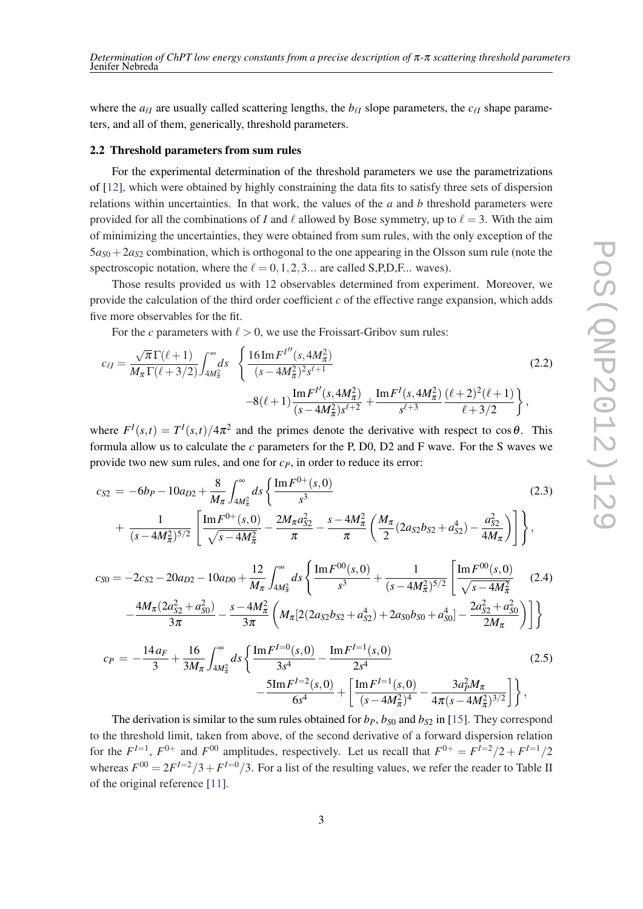where the $a_{\ell I}$ are usually called scattering lengths, the $b_{\ell I}$ slope parameters, the $c_{\ell I}$ shape parameters, and all of them, generically, threshold parameters.

### 2.2 Threshold parameters from sum rules

For the experimental determination of the threshold parameters we use the parametrizations of [12], which were obtained by highly constraining the data fits to satisfy three sets of dispersion relations within uncertainties. In that work, the values of the $a$ and $b$ threshold parameters were provided for all the combinations of $I$ and $\ell$ allowed by Bose symmetry, up to $\ell = 3$. With the aim of minimizing the uncertainties, they were obtained from sum rules, with the only exception of the $5a_{S0} + 2a_{S2}$ combination, which is orthogonal to the one appearing in the Olsson sum rule (note the spectroscopic notation, where the $\ell = 0, 1, 2, 3...$ are called S,P,D,F... waves).

Those results provided us with 12 observables determined from experiment. Moreover, we provide the calculation of the third order coefficient $c$ of the effective range expansion, which adds five more observables for the fit.

For the $c$ parameters with $\ell > 0$, we use the Froissart-Gribov sum rules:

$$c_{\ell I} = \frac{\sqrt{\pi}\,\Gamma(\ell+1)}{M_\pi \Gamma(\ell+3/2)} \int_{4M_\pi^2}^{\infty} ds \quad \left\{ \frac{16\, \mathrm{Im}\, F^{I''}(s,4M_\pi^2)}{(s-4M_\pi^2)^2 s^{\ell+1}} \right. \\ \left. -8(\ell+1)\frac{\mathrm{Im}\, F^{I'}(s,4M_\pi^2)}{(s-4M_\pi^2)s^{\ell+2}} + \frac{\mathrm{Im}\, F^{I}(s,4M_\pi^2)}{s^{\ell+3}} \frac{(\ell+2)^2(\ell+1)}{\ell+3/2} \right\}, \tag{2.2}$$

where $F^I(s,t) = T^I(s,t)/4\pi^2$ and the primes denote the derivative with respect to $\cos\theta$. This formula allow us to calculate the $c$ parameters for the P, D0, D2 and F wave. For the S waves we provide two new sum rules, and one for $c_P$, in order to reduce its error:

$$c_{S2} = -6b_P - 10a_{D2} + \frac{8}{M_\pi}\int_{4M_\pi^2}^{\infty} ds \left\{ \frac{\mathrm{Im}\, F^{0+}(s,0)}{s^3} \right. \\ \left. + \frac{1}{(s-4M_\pi^2)^{5/2}} \left[ \frac{\mathrm{Im}\, F^{0+}(s,0)}{\sqrt{s-4M_\pi^2}} - \frac{2M_\pi a_{S2}^2}{\pi} - \frac{s-4M_\pi^2}{\pi}\left( \frac{M_\pi}{2}(2a_{S2}b_{S2} + a_{S2}^4) - \frac{a_{S2}^2}{4M_\pi} \right) \right] \right\}, \tag{2.3}$$

$$c_{S0} = -2c_{S2} - 20a_{D2} - 10a_{D0} + \frac{12}{M_\pi}\int_{4M_\pi^2}^{\infty} ds \left\{ \frac{\mathrm{Im}\, F^{00}(s,0)}{s^3} + \frac{1}{(s-4M_\pi^2)^{5/2}} \left[ \frac{\mathrm{Im}\, F^{00}(s,0)}{\sqrt{s-4M_\pi^2}} \right. \right. \\ \left. \left. - \frac{4M_\pi(2a_{S2}^2 + a_{S0}^2)}{3\pi} - \frac{s-4M_\pi^2}{3\pi}\left( M_\pi[2(2a_{S2}b_{S2} + a_{S2}^4) + 2a_{S0}b_{S0} + a_{S0}^4] - \frac{2a_{S2}^2 + a_{S0}^2}{2M_\pi} \right) \right] \right\} \tag{2.4}$$

$$c_P = -\frac{14\, a_F}{3} + \frac{16}{3M_\pi}\int_{4M_\pi^2}^{\infty} ds \left\{ \frac{\mathrm{Im}\, F^{I=0}(s,0)}{3s^4} - \frac{\mathrm{Im}\, F^{I=1}(s,0)}{2s^4} \right. \\ \left. - \frac{5\mathrm{Im}\, F^{I=2}(s,0)}{6s^4} + \left[ \frac{\mathrm{Im}\, F^{I=1}(s,0)}{(s-4M_\pi^2)^4} - \frac{3a_P^2 M_\pi}{4\pi(s-4M_\pi^2)^{3/2}} \right] \right\}, \tag{2.5}$$

The derivation is similar to the sum rules obtained for $b_P$, $b_{S0}$ and $b_{S2}$ in [15]. They correspond to the threshold limit, taken from above, of the second derivative of a forward dispersion relation for the $F^{I=1}$, $F^{0+}$ and $F^{00}$ amplitudes, respectively. Let us recall that $F^{0+} = F^{I=2}/2 + F^{I=1}/2$ whereas $F^{00} = 2F^{I=2}/3 + F^{I=0}/3$. For a list of the resulting values, we refer the reader to Table II of the original reference [11].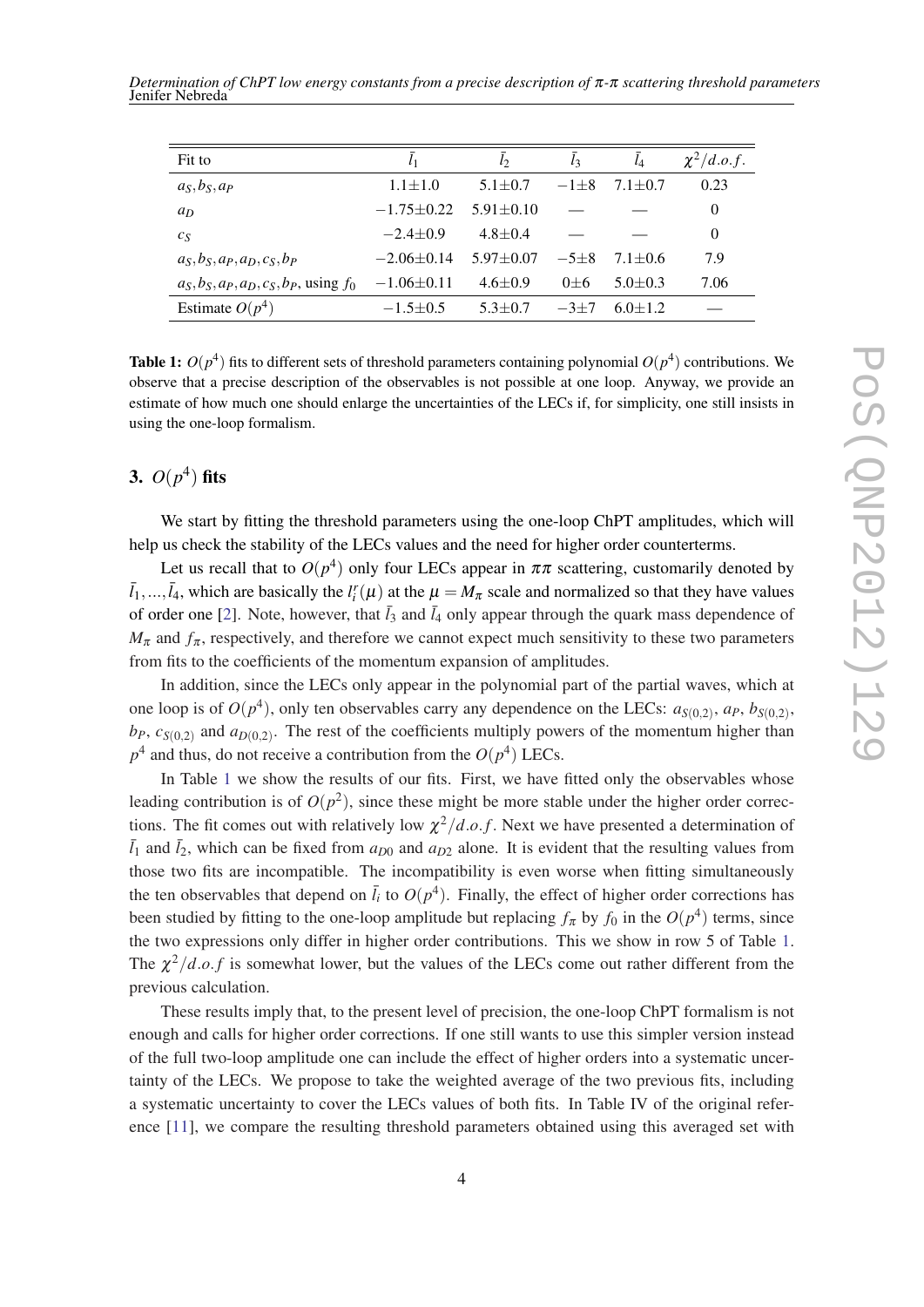| Fit to | $\bar{l}_1$ | $\bar{l}_2$ | $\bar{l}_3$ | $\bar{l}_4$ | $\chi^2/d.o.f.$ |
|---|---|---|---|---|---|
| $a_S, b_S, a_P$ | $1.1\pm1.0$ | $5.1\pm0.7$ | $-1\pm8$ | $7.1\pm0.7$ | 0.23 |
| $a_D$ | $-1.75\pm0.22$ | $5.91\pm0.10$ | — | — | 0 |
| $c_S$ | $-2.4\pm0.9$ | $4.8\pm0.4$ | — | — | 0 |
| $a_S, b_S, a_P, a_D, c_S, b_P$ | $-2.06\pm0.14$ | $5.97\pm0.07$ | $-5\pm8$ | $7.1\pm0.6$ | 7.9 |
| $a_S, b_S, a_P, a_D, c_S, b_P$, using $f_0$ | $-1.06\pm0.11$ | $4.6\pm0.9$ | $0\pm6$ | $5.0\pm0.3$ | 7.06 |
| Estimate $O(p^4)$ | $-1.5\pm0.5$ | $5.3\pm0.7$ | $-3\pm7$ | $6.0\pm1.2$ | — |

**Table 1:** $O(p^4)$ fits to different sets of threshold parameters containing polynomial $O(p^4)$ contributions. We observe that a precise description of the observables is not possible at one loop. Anyway, we provide an estimate of how much one should enlarge the uncertainties of the LECs if, for simplicity, one still insists in using the one-loop formalism.

## 3. $O(p^4)$ fits

We start by fitting the threshold parameters using the one-loop ChPT amplitudes, which will help us check the stability of the LECs values and the need for higher order counterterms.

Let us recall that to $O(p^4)$ only four LECs appear in $\pi\pi$ scattering, customarily denoted by $\bar{l}_1, ..., \bar{l}_4$, which are basically the $l_i^r(\mu)$ at the $\mu = M_\pi$ scale and normalized so that they have values of order one [2]. Note, however, that $\bar{l}_3$ and $\bar{l}_4$ only appear through the quark mass dependence of $M_\pi$ and $f_\pi$, respectively, and therefore we cannot expect much sensitivity to these two parameters from fits to the coefficients of the momentum expansion of amplitudes.

In addition, since the LECs only appear in the polynomial part of the partial waves, which at one loop is of $O(p^4)$, only ten observables carry any dependence on the LECs: $a_{S(0,2)}$, $a_P$, $b_{S(0,2)}$, $b_P$, $c_{S(0,2)}$ and $a_{D(0,2)}$. The rest of the coefficients multiply powers of the momentum higher than $p^4$ and thus, do not receive a contribution from the $O(p^4)$ LECs.

In Table 1 we show the results of our fits. First, we have fitted only the observables whose leading contribution is of $O(p^2)$, since these might be more stable under the higher order corrections. The fit comes out with relatively low $\chi^2/d.o.f$. Next we have presented a determination of $\bar{l}_1$ and $\bar{l}_2$, which can be fixed from $a_{D0}$ and $a_{D2}$ alone. It is evident that the resulting values from those two fits are incompatible. The incompatibility is even worse when fitting simultaneously the ten observables that depend on $\bar{l}_i$ to $O(p^4)$. Finally, the effect of higher order corrections has been studied by fitting to the one-loop amplitude but replacing $f_\pi$ by $f_0$ in the $O(p^4)$ terms, since the two expressions only differ in higher order contributions. This we show in row 5 of Table 1. The $\chi^2/d.o.f$ is somewhat lower, but the values of the LECs come out rather different from the previous calculation.

These results imply that, to the present level of precision, the one-loop ChPT formalism is not enough and calls for higher order corrections. If one still wants to use this simpler version instead of the full two-loop amplitude one can include the effect of higher orders into a systematic uncertainty of the LECs. We propose to take the weighted average of the two previous fits, including a systematic uncertainty to cover the LECs values of both fits. In Table IV of the original reference [11], we compare the resulting threshold parameters obtained using this averaged set with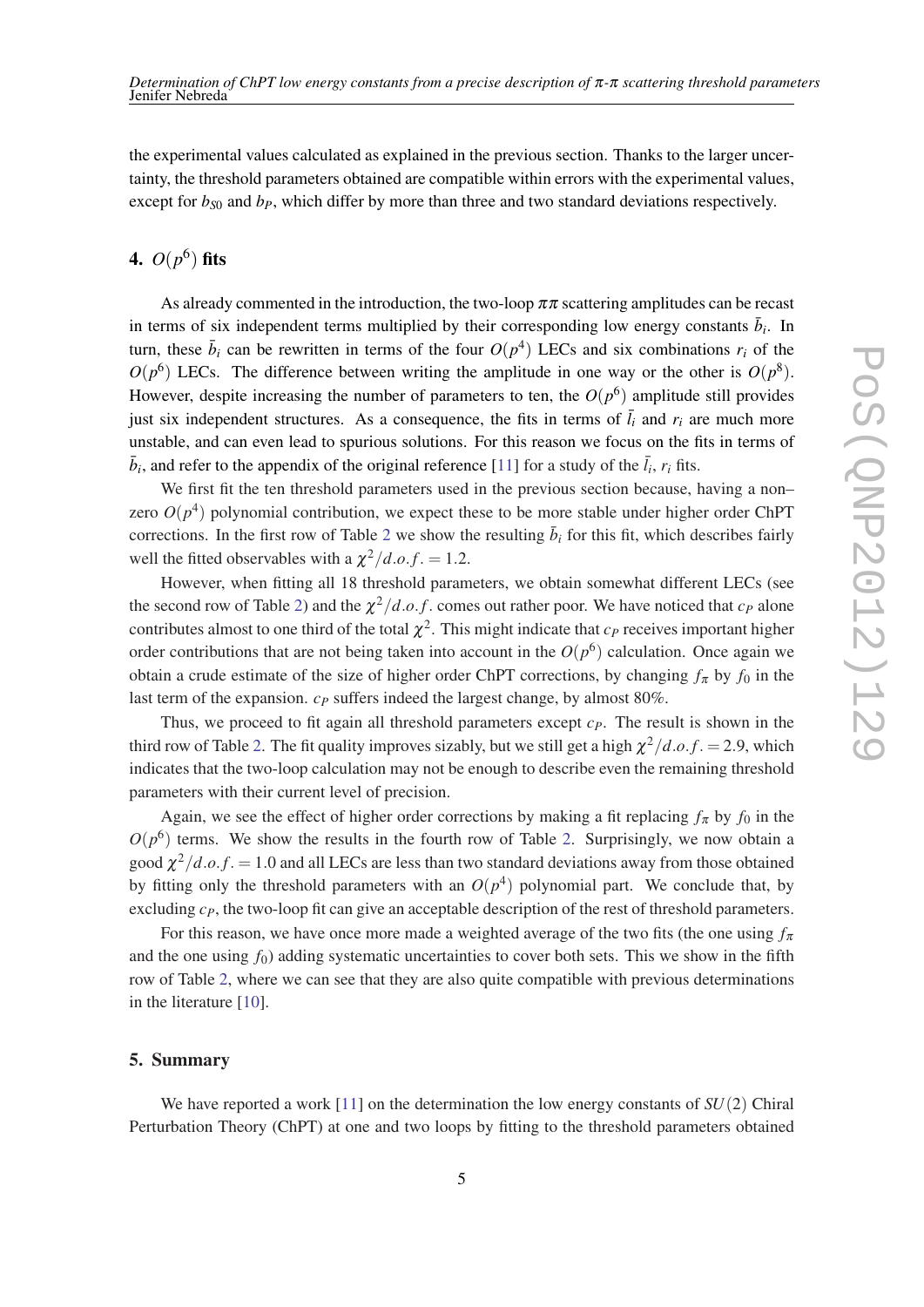the experimental values calculated as explained in the previous section. Thanks to the larger uncertainty, the threshold parameters obtained are compatible within errors with the experimental values, except for $b_{S0}$ and $b_P$, which differ by more than three and two standard deviations respectively.

## 4. $O(p^6)$ fits

As already commented in the introduction, the two-loop $\pi\pi$ scattering amplitudes can be recast in terms of six independent terms multiplied by their corresponding low energy constants $\bar{b}_i$. In turn, these $\bar{b}_i$ can be rewritten in terms of the four $O(p^4)$ LECs and six combinations $r_i$ of the $O(p^6)$ LECs. The difference between writing the amplitude in one way or the other is $O(p^8)$. However, despite increasing the number of parameters to ten, the $O(p^6)$ amplitude still provides just six independent structures. As a consequence, the fits in terms of $\bar{l}_i$ and $r_i$ are much more unstable, and can even lead to spurious solutions. For this reason we focus on the fits in terms of $\bar{b}_i$, and refer to the appendix of the original reference [11] for a study of the $\bar{l}_i$, $r_i$ fits.

We first fit the ten threshold parameters used in the previous section because, having a non–zero $O(p^4)$ polynomial contribution, we expect these to be more stable under higher order ChPT corrections. In the first row of Table 2 we show the resulting $\bar{b}_i$ for this fit, which describes fairly well the fitted observables with a $\chi^2/d.o.f. = 1.2$.

However, when fitting all 18 threshold parameters, we obtain somewhat different LECs (see the second row of Table 2) and the $\chi^2/d.o.f.$ comes out rather poor. We have noticed that $c_P$ alone contributes almost to one third of the total $\chi^2$. This might indicate that $c_P$ receives important higher order contributions that are not being taken into account in the $O(p^6)$ calculation. Once again we obtain a crude estimate of the size of higher order ChPT corrections, by changing $f_\pi$ by $f_0$ in the last term of the expansion. $c_P$ suffers indeed the largest change, by almost 80%.

Thus, we proceed to fit again all threshold parameters except $c_P$. The result is shown in the third row of Table 2. The fit quality improves sizably, but we still get a high $\chi^2/d.o.f. = 2.9$, which indicates that the two-loop calculation may not be enough to describe even the remaining threshold parameters with their current level of precision.

Again, we see the effect of higher order corrections by making a fit replacing $f_\pi$ by $f_0$ in the $O(p^6)$ terms. We show the results in the fourth row of Table 2. Surprisingly, we now obtain a good $\chi^2/d.o.f. = 1.0$ and all LECs are less than two standard deviations away from those obtained by fitting only the threshold parameters with an $O(p^4)$ polynomial part. We conclude that, by excluding $c_P$, the two-loop fit can give an acceptable description of the rest of threshold parameters.

For this reason, we have once more made a weighted average of the two fits (the one using $f_\pi$ and the one using $f_0$) adding systematic uncertainties to cover both sets. This we show in the fifth row of Table 2, where we can see that they are also quite compatible with previous determinations in the literature [10].

## 5. Summary

We have reported a work [11] on the determination the low energy constants of $SU(2)$ Chiral Perturbation Theory (ChPT) at one and two loops by fitting to the threshold parameters obtained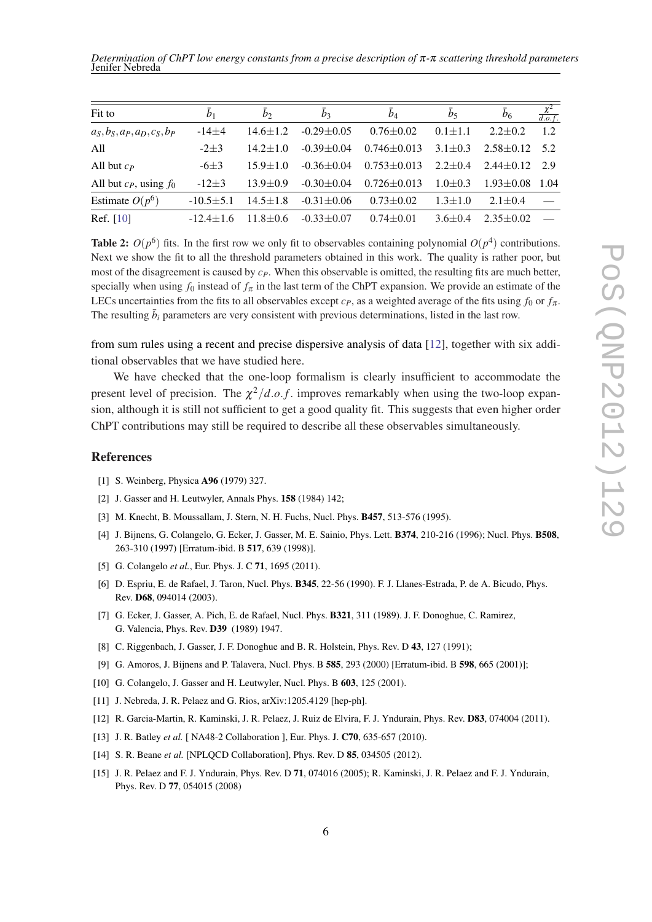| Fit to | $\bar{b}_1$ | $\bar{b}_2$ | $\bar{b}_3$ | $\bar{b}_4$ | $\bar{b}_5$ | $\bar{b}_6$ | $\frac{\chi^2}{d.o.f.}$ |
|---|---|---|---|---|---|---|---|
| $a_S, b_S, a_P, a_D, c_S, b_P$ | -14±4 | 14.6±1.2 | -0.29±0.05 | 0.76±0.02 | 0.1±1.1 | 2.2±0.2 | 1.2 |
| All | -2±3 | 14.2±1.0 | -0.39±0.04 | 0.746±0.013 | 3.1±0.3 | 2.58±0.12 | 5.2 |
| All but $c_P$ | -6±3 | 15.9±1.0 | -0.36±0.04 | 0.753±0.013 | 2.2±0.4 | 2.44±0.12 | 2.9 |
| All but $c_P$, using $f_0$ | -12±3 | 13.9±0.9 | -0.30±0.04 | 0.726±0.013 | 1.0±0.3 | 1.93±0.08 | 1.04 |
| Estimate $O(p^6)$ | -10.5±5.1 | 14.5±1.8 | -0.31±0.06 | 0.73±0.02 | 1.3±1.0 | 2.1±0.4 | — |
| Ref. [10] | -12.4±1.6 | 11.8±0.6 | -0.33±0.07 | 0.74±0.01 | 3.6±0.4 | 2.35±0.02 | — |

**Table 2:** $O(p^6)$ fits. In the first row we only fit to observables containing polynomial $O(p^4)$ contributions. Next we show the fit to all the threshold parameters obtained in this work. The quality is rather poor, but most of the disagreement is caused by $c_P$. When this observable is omitted, the resulting fits are much better, specially when using $f_0$ instead of $f_\pi$ in the last term of the ChPT expansion. We provide an estimate of the LECs uncertainties from the fits to all observables except $c_P$, as a weighted average of the fits using $f_0$ or $f_\pi$. The resulting $\bar{b}_i$ parameters are very consistent with previous determinations, listed in the last row.

from sum rules using a recent and precise dispersive analysis of data [12], together with six additional observables that we have studied here.

We have checked that the one-loop formalism is clearly insufficient to accommodate the present level of precision. The $\chi^2/d.o.f.$ improves remarkably when using the two-loop expansion, although it is still not sufficient to get a good quality fit. This suggests that even higher order ChPT contributions may still be required to describe all these observables simultaneously.

## References

[1] S. Weinberg, Physica **A96** (1979) 327.

[2] J. Gasser and H. Leutwyler, Annals Phys. **158** (1984) 142;

[3] M. Knecht, B. Moussallam, J. Stern, N. H. Fuchs, Nucl. Phys. **B457**, 513-576 (1995).

[4] J. Bijnens, G. Colangelo, G. Ecker, J. Gasser, M. E. Sainio, Phys. Lett. **B374**, 210-216 (1996); Nucl. Phys. **B508**, 263-310 (1997) [Erratum-ibid. B **517**, 639 (1998)].

[5] G. Colangelo *et al.*, Eur. Phys. J. C **71**, 1695 (2011).

[6] D. Espriu, E. de Rafael, J. Taron, Nucl. Phys. **B345**, 22-56 (1990). F. J. Llanes-Estrada, P. de A. Bicudo, Phys. Rev. **D68**, 094014 (2003).

[7] G. Ecker, J. Gasser, A. Pich, E. de Rafael, Nucl. Phys. **B321**, 311 (1989). J. F. Donoghue, C. Ramirez, G. Valencia, Phys. Rev. **D39** (1989) 1947.

[8] C. Riggenbach, J. Gasser, J. F. Donoghue and B. R. Holstein, Phys. Rev. D **43**, 127 (1991);

[9] G. Amoros, J. Bijnens and P. Talavera, Nucl. Phys. B **585**, 293 (2000) [Erratum-ibid. B **598**, 665 (2001)];

[10] G. Colangelo, J. Gasser and H. Leutwyler, Nucl. Phys. B **603**, 125 (2001).

[11] J. Nebreda, J. R. Pelaez and G. Rios, arXiv:1205.4129 [hep-ph].

[12] R. Garcia-Martin, R. Kaminski, J. R. Pelaez, J. Ruiz de Elvira, F. J. Yndurain, Phys. Rev. **D83**, 074004 (2011).

[13] J. R. Batley *et al.* [ NA48-2 Collaboration ], Eur. Phys. J. **C70**, 635-657 (2010).

[14] S. R. Beane *et al.* [NPLQCD Collaboration], Phys. Rev. D **85**, 034505 (2012).

[15] J. R. Pelaez and F. J. Yndurain, Phys. Rev. D **71**, 074016 (2005); R. Kaminski, J. R. Pelaez and F. J. Yndurain, Phys. Rev. D **77**, 054015 (2008)